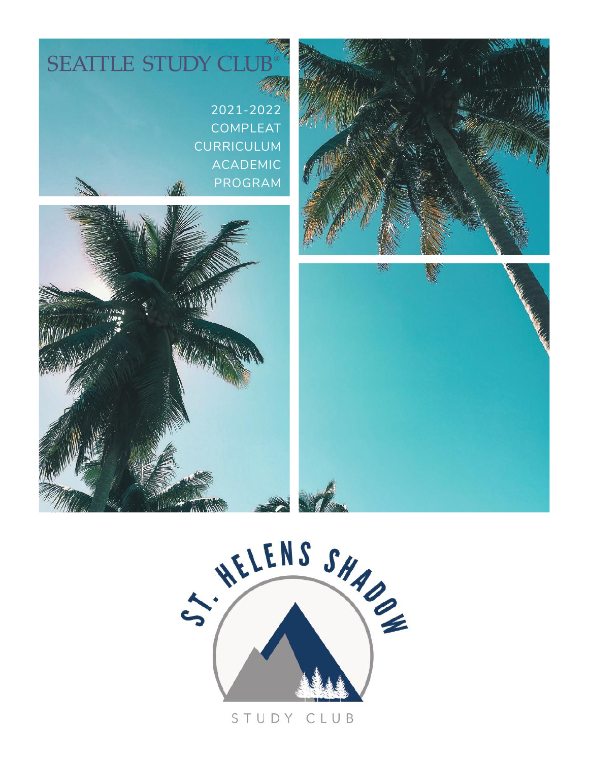# SEATTLE STUDY CLUB®

2021-2022
COMPLEAT
CURRICULUM
ACADEMIC
PROGRAM

ST. HELENS SHADOW

STUDY CLUB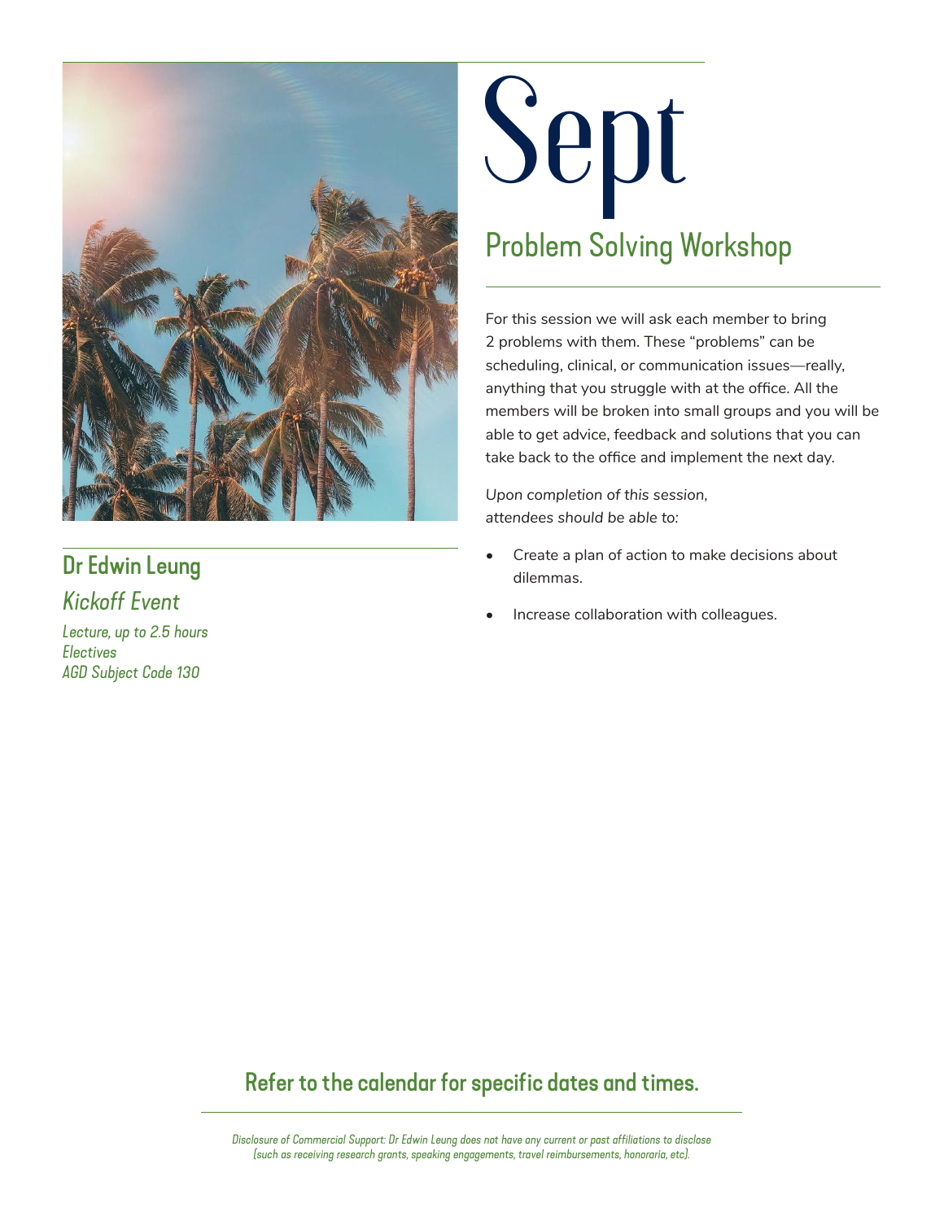# Sept

## Problem Solving Workshop

For this session we will ask each member to bring 2 problems with them. These "problems" can be scheduling, clinical, or communication issues—really, anything that you struggle with at the office. All the members will be broken into small groups and you will be able to get advice, feedback and solutions that you can take back to the office and implement the next day.

*Upon completion of this session, attendees should be able to:*

- Create a plan of action to make decisions about dilemmas.
- Increase collaboration with colleagues.

**Dr Edwin Leung**

*Kickoff Event*

*Lecture, up to 2.5 hours*
*Electives*
*AGD Subject Code 130*

**Refer to the calendar for specific dates and times.**

*Disclosure of Commercial Support: Dr Edwin Leung does not have any current or past affiliations to disclose (such as receiving research grants, speaking engagements, travel reimbursements, honoraria, etc).*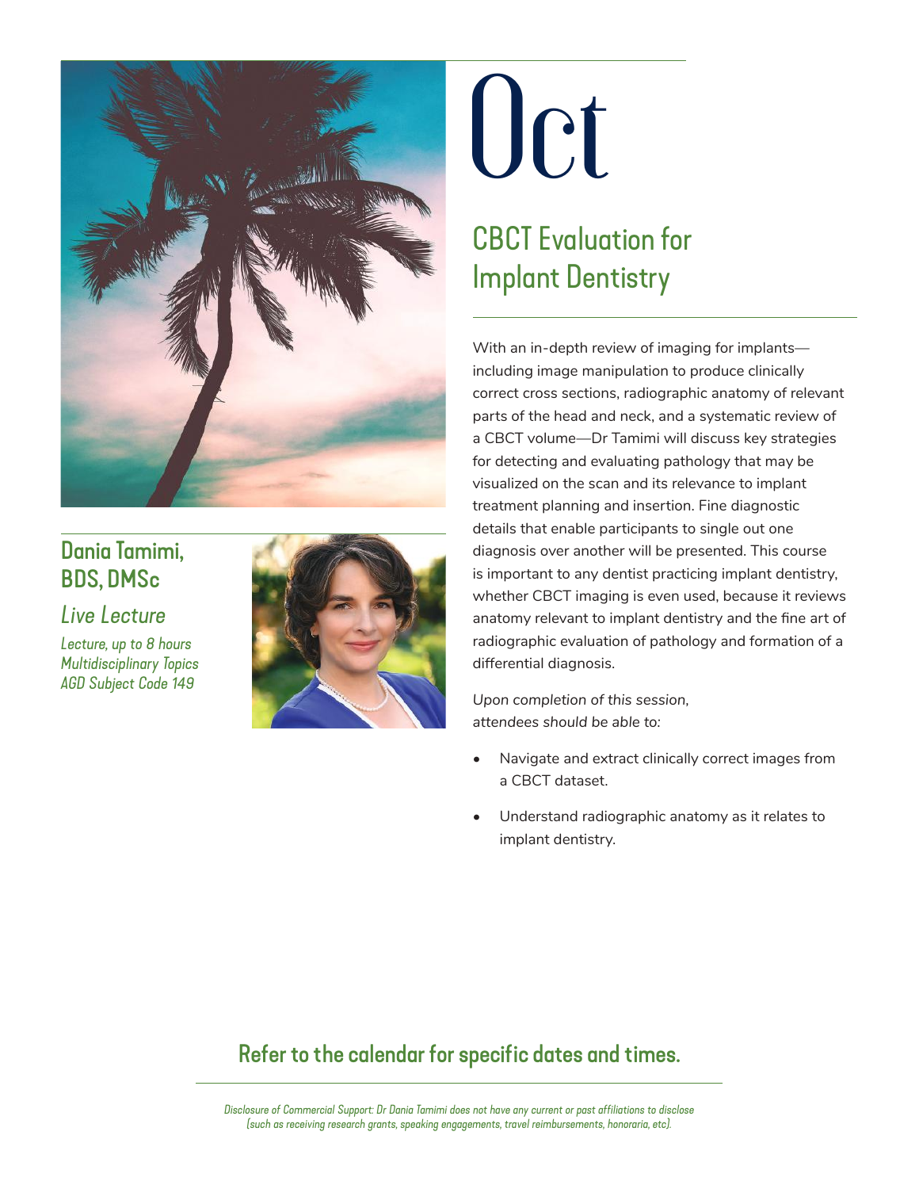# Oct

## CBCT Evaluation for Implant Dentistry

### Dania Tamimi, BDS, DMSc

*Live Lecture*

*Lecture, up to 8 hours*
*Multidisciplinary Topics*
*AGD Subject Code 149*

With an in-depth review of imaging for implants—including image manipulation to produce clinically correct cross sections, radiographic anatomy of relevant parts of the head and neck, and a systematic review of a CBCT volume—Dr Tamimi will discuss key strategies for detecting and evaluating pathology that may be visualized on the scan and its relevance to implant treatment planning and insertion. Fine diagnostic details that enable participants to single out one diagnosis over another will be presented. This course is important to any dentist practicing implant dentistry, whether CBCT imaging is even used, because it reviews anatomy relevant to implant dentistry and the fine art of radiographic evaluation of pathology and formation of a differential diagnosis.

*Upon completion of this session, attendees should be able to:*

- Navigate and extract clinically correct images from a CBCT dataset.
- Understand radiographic anatomy as it relates to implant dentistry.

**Refer to the calendar for specific dates and times.**

*Disclosure of Commercial Support: Dr Dania Tamimi does not have any current or past affiliations to disclose (such as receiving research grants, speaking engagements, travel reimbursements, honoraria, etc).*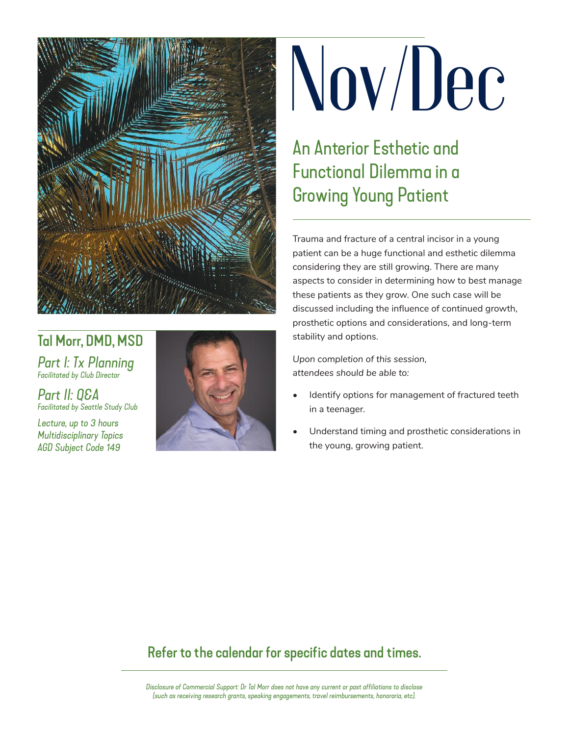# Nov/Dec

## An Anterior Esthetic and Functional Dilemma in a Growing Young Patient

Trauma and fracture of a central incisor in a young patient can be a huge functional and esthetic dilemma considering they are still growing. There are many aspects to consider in determining how to best manage these patients as they grow. One such case will be discussed including the influence of continued growth, prosthetic options and considerations, and long-term stability and options.

*Upon completion of this session, attendees should be able to:*

- Identify options for management of fractured teeth in a teenager.
- Understand timing and prosthetic considerations in the young, growing patient.

### Tal Morr, DMD, MSD

*Part I: Tx Planning*
*Facilitated by Club Director*

*Part II: Q&A*
*Facilitated by Seattle Study Club*

*Lecture, up to 3 hours*
*Multidisciplinary Topics*
*AGD Subject Code 149*

**Refer to the calendar for specific dates and times.**

*Disclosure of Commercial Support: Dr Tal Morr does not have any current or past affiliations to disclose (such as receiving research grants, speaking engagements, travel reimbursements, honoraria, etc).*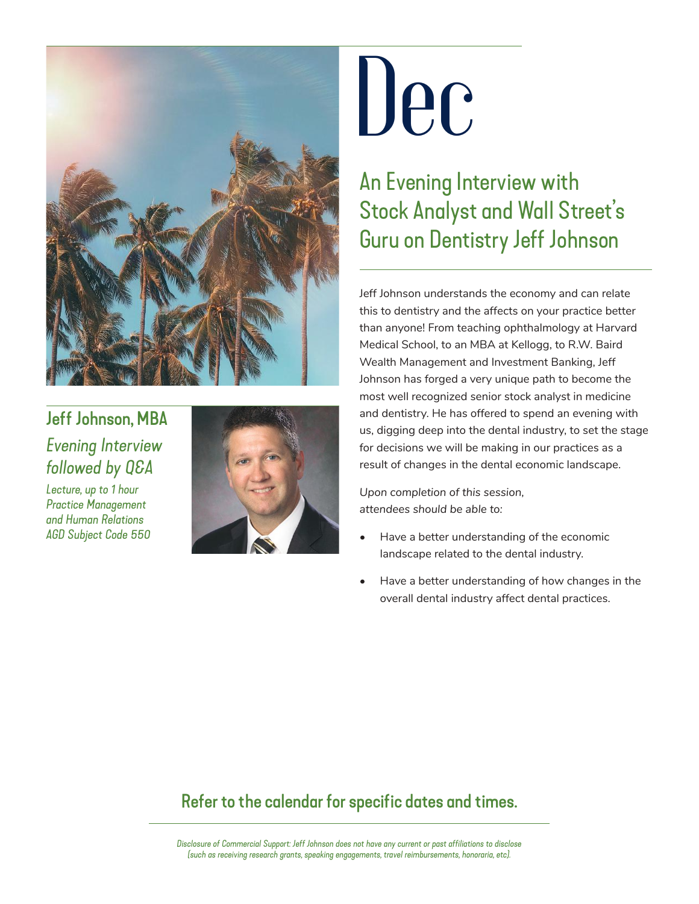# Dec

## An Evening Interview with Stock Analyst and Wall Street's Guru on Dentistry Jeff Johnson

### Jeff Johnson, MBA

*Evening Interview followed by Q&A*

*Lecture, up to 1 hour*
*Practice Management and Human Relations*
*AGD Subject Code 550*

Jeff Johnson understands the economy and can relate this to dentistry and the affects on your practice better than anyone! From teaching ophthalmology at Harvard Medical School, to an MBA at Kellogg, to R.W. Baird Wealth Management and Investment Banking, Jeff Johnson has forged a very unique path to become the most well recognized senior stock analyst in medicine and dentistry. He has offered to spend an evening with us, digging deep into the dental industry, to set the stage for decisions we will be making in our practices as a result of changes in the dental economic landscape.

*Upon completion of this session, attendees should be able to:*

- Have a better understanding of the economic landscape related to the dental industry.
- Have a better understanding of how changes in the overall dental industry affect dental practices.

**Refer to the calendar for specific dates and times.**

*Disclosure of Commercial Support: Jeff Johnson does not have any current or past affiliations to disclose (such as receiving research grants, speaking engagements, travel reimbursements, honoraria, etc).*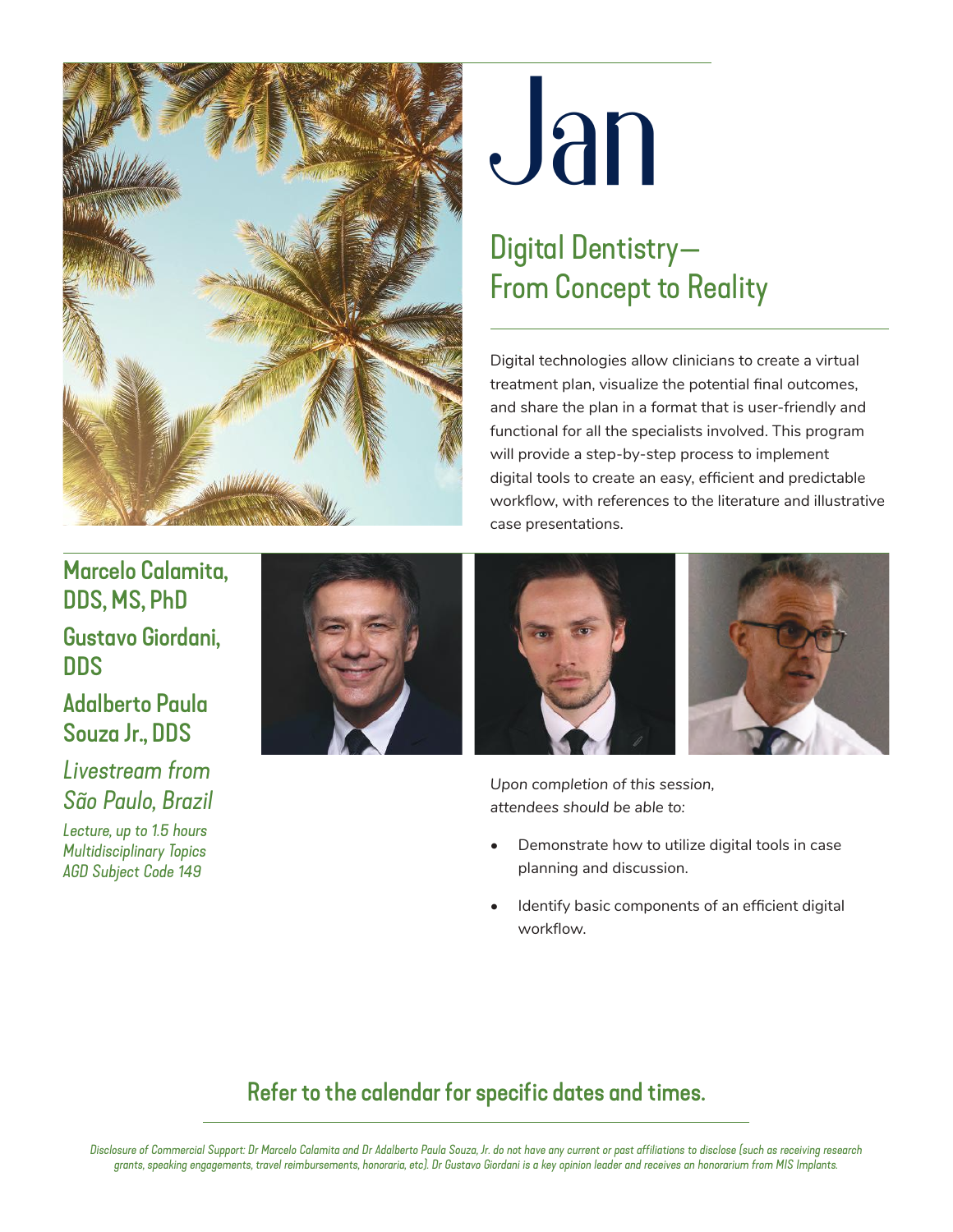# Jan

## Digital Dentistry— From Concept to Reality

Digital technologies allow clinicians to create a virtual treatment plan, visualize the potential final outcomes, and share the plan in a format that is user-friendly and functional for all the specialists involved. This program will provide a step-by-step process to implement digital tools to create an easy, efficient and predictable workflow, with references to the literature and illustrative case presentations.

**Marcelo Calamita, DDS, MS, PhD**

**Gustavo Giordani, DDS**

**Adalberto Paula Souza Jr., DDS**

*Livestream from São Paulo, Brazil*

*Lecture, up to 1.5 hours*
*Multidisciplinary Topics*
*AGD Subject Code 149*

*Upon completion of this session, attendees should be able to:*

- Demonstrate how to utilize digital tools in case planning and discussion.
- Identify basic components of an efficient digital workflow.

**Refer to the calendar for specific dates and times.**

*Disclosure of Commercial Support: Dr Marcelo Calamita and Dr Adalberto Paula Souza, Jr. do not have any current or past affiliations to disclose (such as receiving research grants, speaking engagements, travel reimbursements, honoraria, etc). Dr Gustavo Giordani is a key opinion leader and receives an honorarium from MIS Implants.*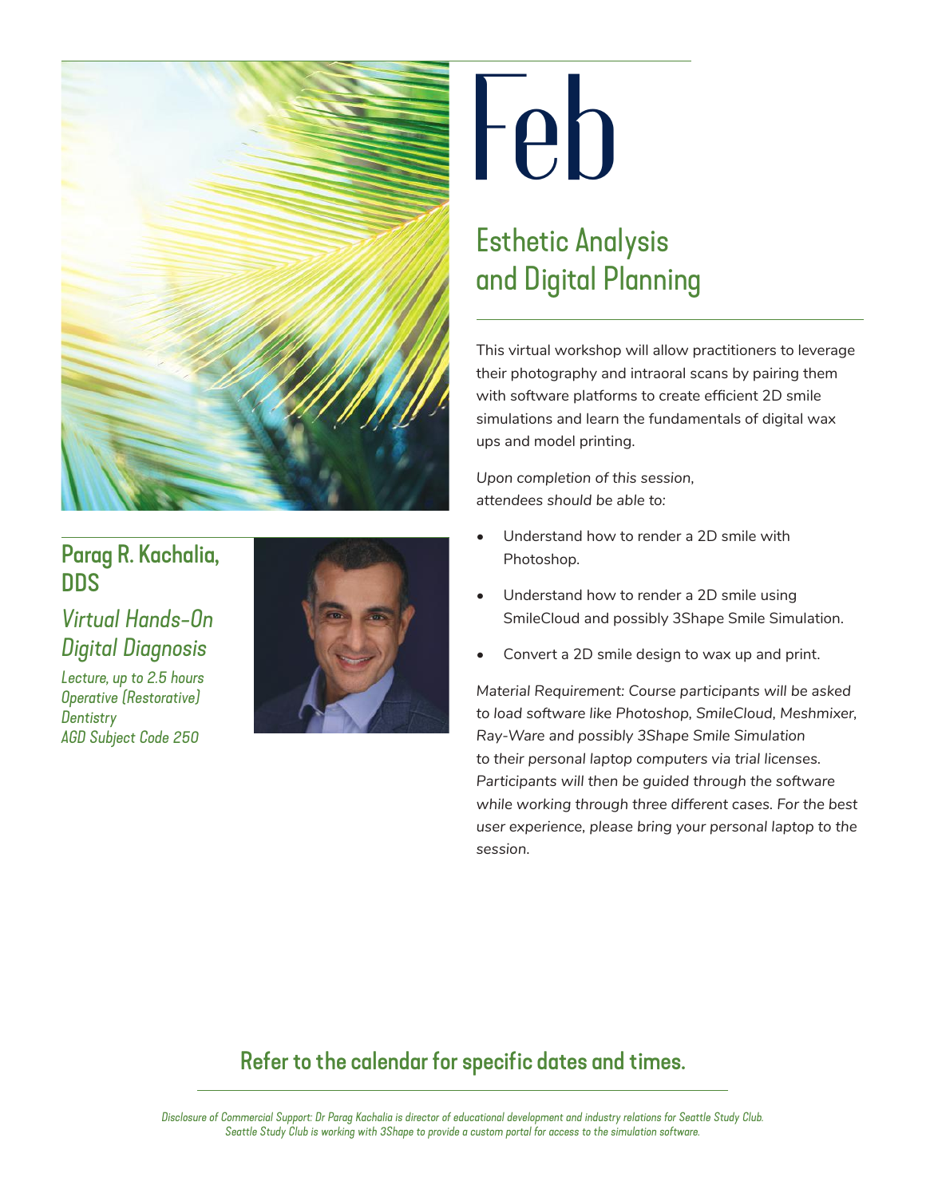# Feb

## Esthetic Analysis and Digital Planning

### Parag R. Kachalia, DDS

*Virtual Hands-On Digital Diagnosis*

*Lecture, up to 2.5 hours*
*Operative (Restorative) Dentistry*
*AGD Subject Code 250*

This virtual workshop will allow practitioners to leverage their photography and intraoral scans by pairing them with software platforms to create efficient 2D smile simulations and learn the fundamentals of digital wax ups and model printing.

*Upon completion of this session, attendees should be able to:*

- Understand how to render a 2D smile with Photoshop.
- Understand how to render a 2D smile using SmileCloud and possibly 3Shape Smile Simulation.
- Convert a 2D smile design to wax up and print.

*Material Requirement: Course participants will be asked to load software like Photoshop, SmileCloud, Meshmixer, Ray-Ware and possibly 3Shape Smile Simulation to their personal laptop computers via trial licenses. Participants will then be guided through the software while working through three different cases. For the best user experience, please bring your personal laptop to the session.*

**Refer to the calendar for specific dates and times.**

*Disclosure of Commercial Support: Dr Parag Kachalia is director of educational development and industry relations for Seattle Study Club. Seattle Study Club is working with 3Shape to provide a custom portal for access to the simulation software.*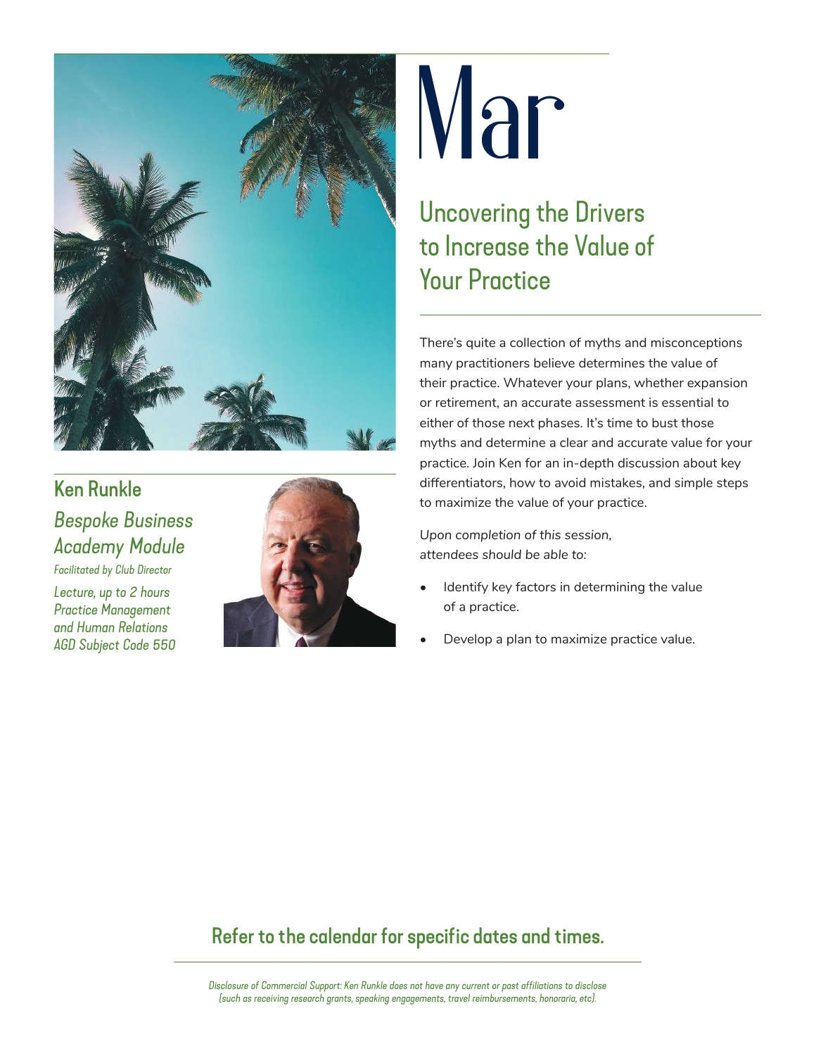# Mar

## Uncovering the Drivers to Increase the Value of Your Practice

There's quite a collection of myths and misconceptions many practitioners believe determines the value of their practice. Whatever your plans, whether expansion or retirement, an accurate assessment is essential to either of those next phases. It's time to bust those myths and determine a clear and accurate value for your practice. Join Ken for an in-depth discussion about key differentiators, how to avoid mistakes, and simple steps to maximize the value of your practice.

*Upon completion of this session, attendees should be able to:*

- Identify key factors in determining the value of a practice.
- Develop a plan to maximize practice value.

### Ken Runkle

*Bespoke Business Academy Module*

*Facilitated by Club Director*

*Lecture, up to 2 hours*
*Practice Management and Human Relations*
*AGD Subject Code 550*

**Refer to the calendar for specific dates and times.**

*Disclosure of Commercial Support: Ken Runkle does not have any current or past affiliations to disclose (such as receiving research grants, speaking engagements, travel reimbursements, honoraria, etc).*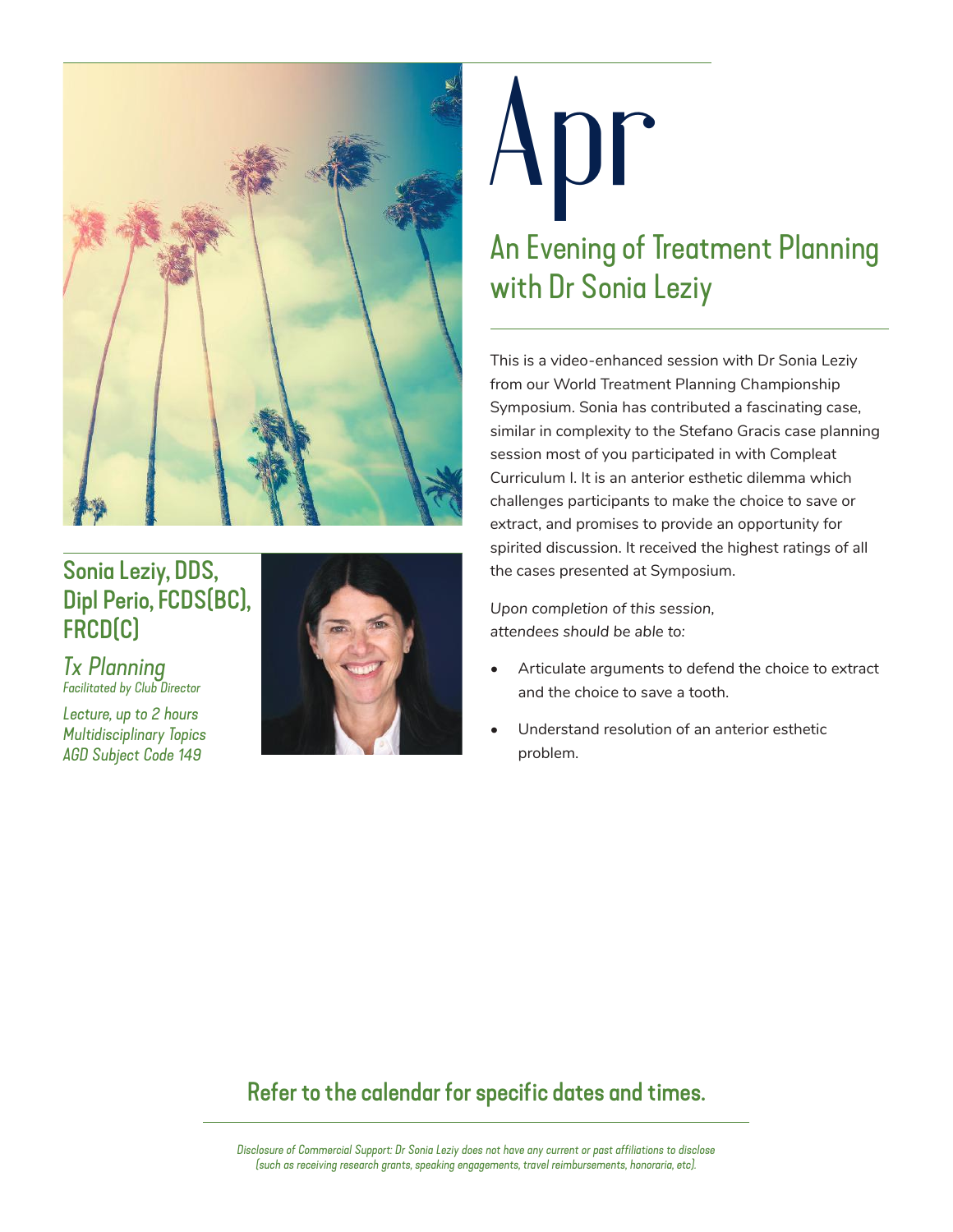# Apr

## An Evening of Treatment Planning with Dr Sonia Leziy

### Sonia Leziy, DDS, Dipl Perio, FCDS(BC), FRCD(C)

*Tx Planning*
*Facilitated by Club Director*

*Lecture, up to 2 hours*
*Multidisciplinary Topics*
*AGD Subject Code 149*

This is a video-enhanced session with Dr Sonia Leziy from our World Treatment Planning Championship Symposium. Sonia has contributed a fascinating case, similar in complexity to the Stefano Gracis case planning session most of you participated in with Compleat Curriculum I. It is an anterior esthetic dilemma which challenges participants to make the choice to save or extract, and promises to provide an opportunity for spirited discussion. It received the highest ratings of all the cases presented at Symposium.

*Upon completion of this session, attendees should be able to:*

- Articulate arguments to defend the choice to extract and the choice to save a tooth.
- Understand resolution of an anterior esthetic problem.

**Refer to the calendar for specific dates and times.**

*Disclosure of Commercial Support: Dr Sonia Leziy does not have any current or past affiliations to disclose (such as receiving research grants, speaking engagements, travel reimbursements, honoraria, etc).*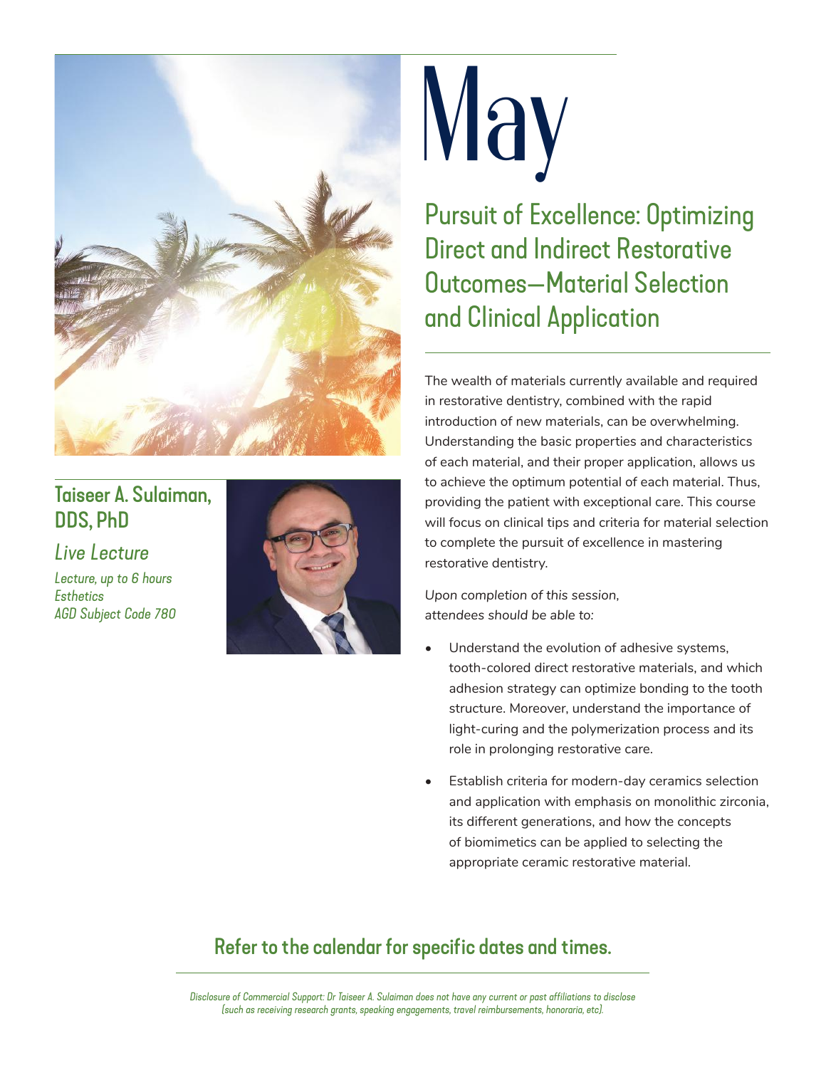# May

## Pursuit of Excellence: Optimizing Direct and Indirect Restorative Outcomes—Material Selection and Clinical Application

### Taiseer A. Sulaiman, DDS, PhD

*Live Lecture*

*Lecture, up to 6 hours*
*Esthetics*
*AGD Subject Code 780*

The wealth of materials currently available and required in restorative dentistry, combined with the rapid introduction of new materials, can be overwhelming. Understanding the basic properties and characteristics of each material, and their proper application, allows us to achieve the optimum potential of each material. Thus, providing the patient with exceptional care. This course will focus on clinical tips and criteria for material selection to complete the pursuit of excellence in mastering restorative dentistry.

*Upon completion of this session, attendees should be able to:*

- Understand the evolution of adhesive systems, tooth-colored direct restorative materials, and which adhesion strategy can optimize bonding to the tooth structure. Moreover, understand the importance of light-curing and the polymerization process and its role in prolonging restorative care.
- Establish criteria for modern-day ceramics selection and application with emphasis on monolithic zirconia, its different generations, and how the concepts of biomimetics can be applied to selecting the appropriate ceramic restorative material.

## Refer to the calendar for specific dates and times.

*Disclosure of Commercial Support: Dr Taiseer A. Sulaiman does not have any current or past affiliations to disclose (such as receiving research grants, speaking engagements, travel reimbursements, honoraria, etc).*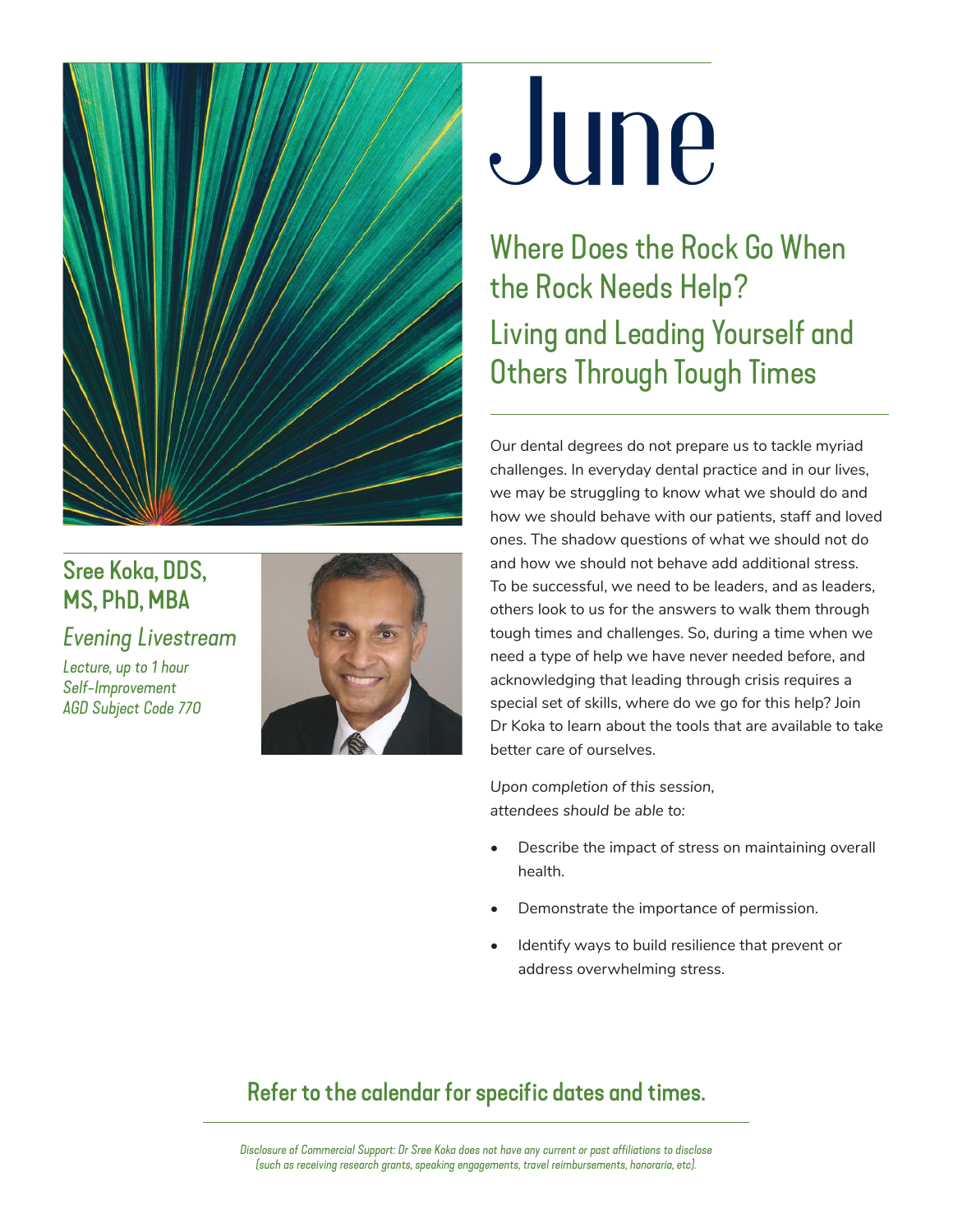# June

## Where Does the Rock Go When the Rock Needs Help? Living and Leading Yourself and Others Through Tough Times

### Sree Koka, DDS, MS, PhD, MBA

*Evening Livestream*

*Lecture, up to 1 hour*
*Self-Improvement*
*AGD Subject Code 770*

Our dental degrees do not prepare us to tackle myriad challenges. In everyday dental practice and in our lives, we may be struggling to know what we should do and how we should behave with our patients, staff and loved ones. The shadow questions of what we should not do and how we should not behave add additional stress. To be successful, we need to be leaders, and as leaders, others look to us for the answers to walk them through tough times and challenges. So, during a time when we need a type of help we have never needed before, and acknowledging that leading through crisis requires a special set of skills, where do we go for this help? Join Dr Koka to learn about the tools that are available to take better care of ourselves.

*Upon completion of this session, attendees should be able to:*

- Describe the impact of stress on maintaining overall health.
- Demonstrate the importance of permission.
- Identify ways to build resilience that prevent or address overwhelming stress.

**Refer to the calendar for specific dates and times.**

*Disclosure of Commercial Support: Dr Sree Koka does not have any current or past affiliations to disclose (such as receiving research grants, speaking engagements, travel reimbursements, honoraria, etc).*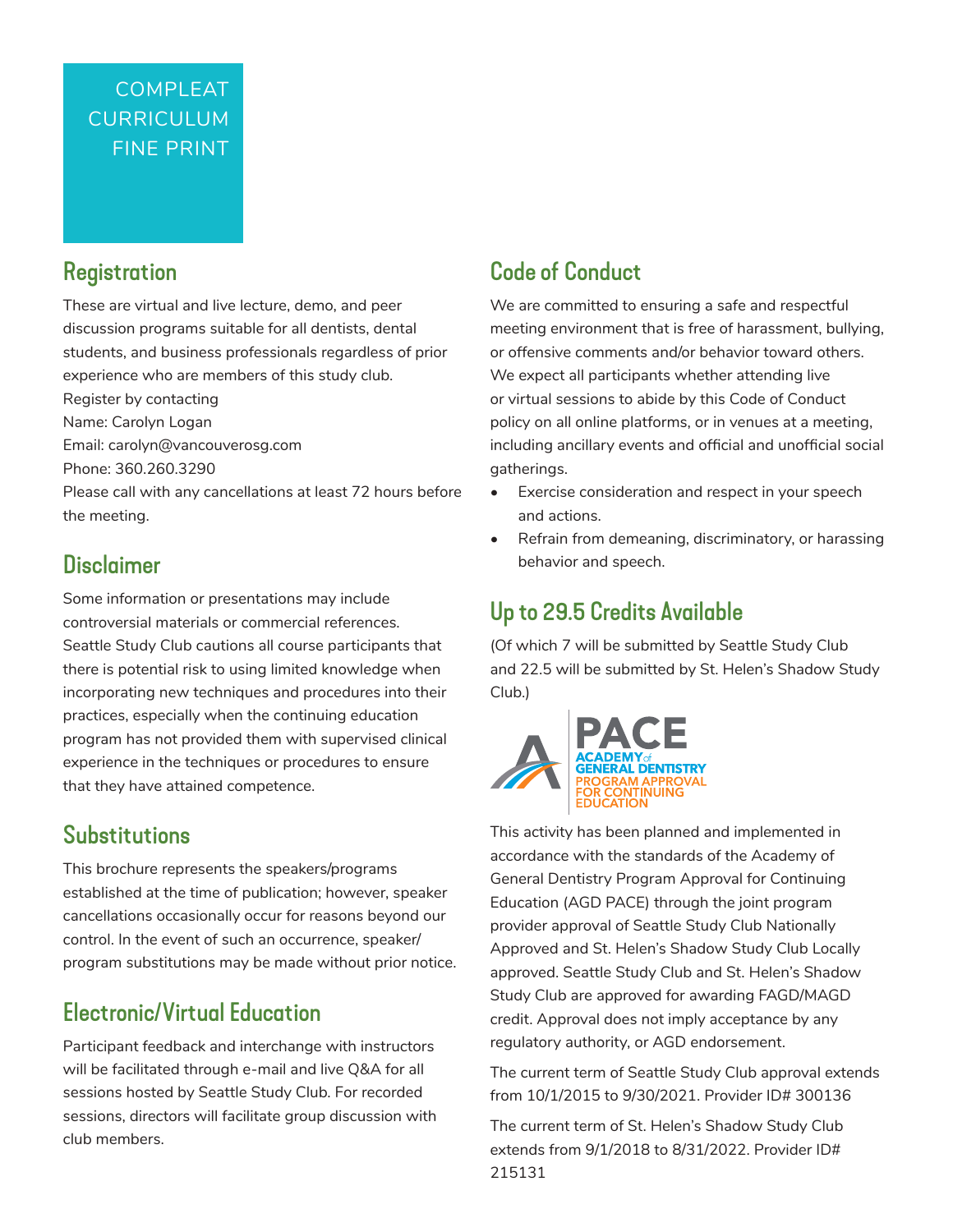# COMPLEAT CURRICULUM FINE PRINT

## Registration

These are virtual and live lecture, demo, and peer discussion programs suitable for all dentists, dental students, and business professionals regardless of prior experience who are members of this study club.

Register by contacting

Name: Carolyn Logan

Email: carolyn@vancouverosg.com

Phone: 360.260.3290

Please call with any cancellations at least 72 hours before the meeting.

## Disclaimer

Some information or presentations may include controversial materials or commercial references. Seattle Study Club cautions all course participants that there is potential risk to using limited knowledge when incorporating new techniques and procedures into their practices, especially when the continuing education program has not provided them with supervised clinical experience in the techniques or procedures to ensure that they have attained competence.

## Substitutions

This brochure represents the speakers/programs established at the time of publication; however, speaker cancellations occasionally occur for reasons beyond our control. In the event of such an occurrence, speaker/program substitutions may be made without prior notice.

## Electronic/Virtual Education

Participant feedback and interchange with instructors will be facilitated through e-mail and live Q&A for all sessions hosted by Seattle Study Club. For recorded sessions, directors will facilitate group discussion with club members.

## Code of Conduct

We are committed to ensuring a safe and respectful meeting environment that is free of harassment, bullying, or offensive comments and/or behavior toward others. We expect all participants whether attending live or virtual sessions to abide by this Code of Conduct policy on all online platforms, or in venues at a meeting, including ancillary events and official and unofficial social gatherings.

- Exercise consideration and respect in your speech and actions.
- Refrain from demeaning, discriminatory, or harassing behavior and speech.

## Up to 29.5 Credits Available

(Of which 7 will be submitted by Seattle Study Club and 22.5 will be submitted by St. Helen's Shadow Study Club.)

PACE
ACADEMY of GENERAL DENTISTRY
PROGRAM APPROVAL FOR CONTINUING EDUCATION

This activity has been planned and implemented in accordance with the standards of the Academy of General Dentistry Program Approval for Continuing Education (AGD PACE) through the joint program provider approval of Seattle Study Club Nationally Approved and St. Helen's Shadow Study Club Locally approved. Seattle Study Club and St. Helen's Shadow Study Club are approved for awarding FAGD/MAGD credit. Approval does not imply acceptance by any regulatory authority, or AGD endorsement.

The current term of Seattle Study Club approval extends from 10/1/2015 to 9/30/2021. Provider ID# 300136

The current term of St. Helen's Shadow Study Club extends from 9/1/2018 to 8/31/2022. Provider ID# 215131